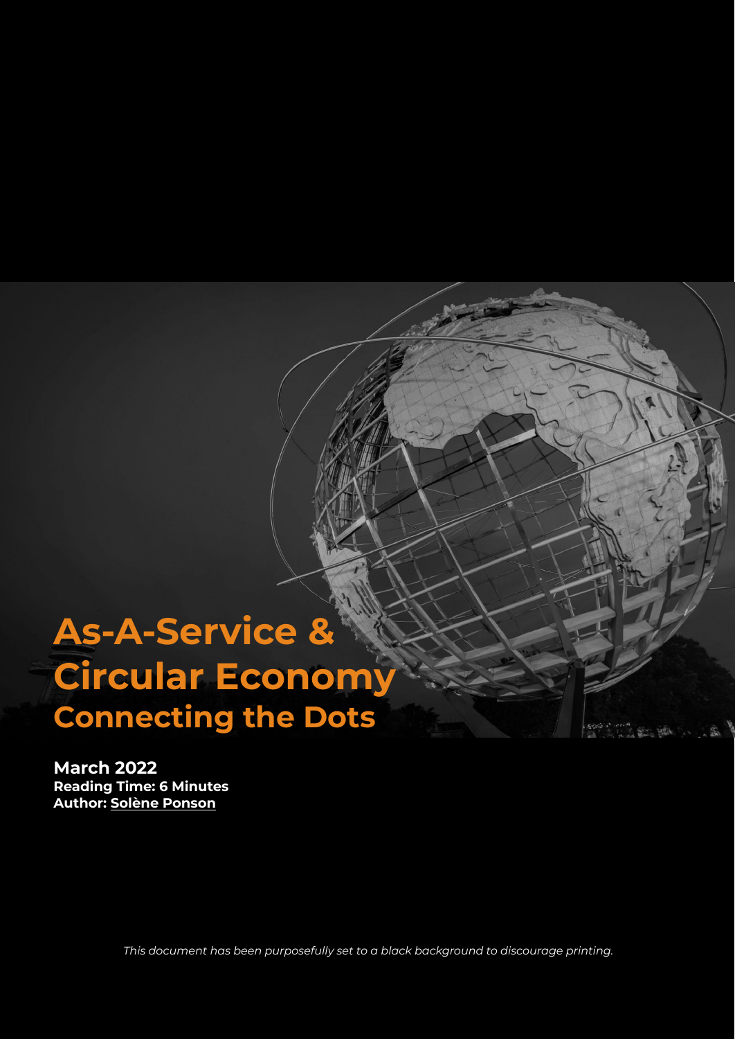# As-A-Service & Circular Economy

## Connecting the Dots

**March 2022**

**Reading Time: 6 Minutes**

**Author: Solène Ponson**

*This document has been purposefully set to a black background to discourage printing.*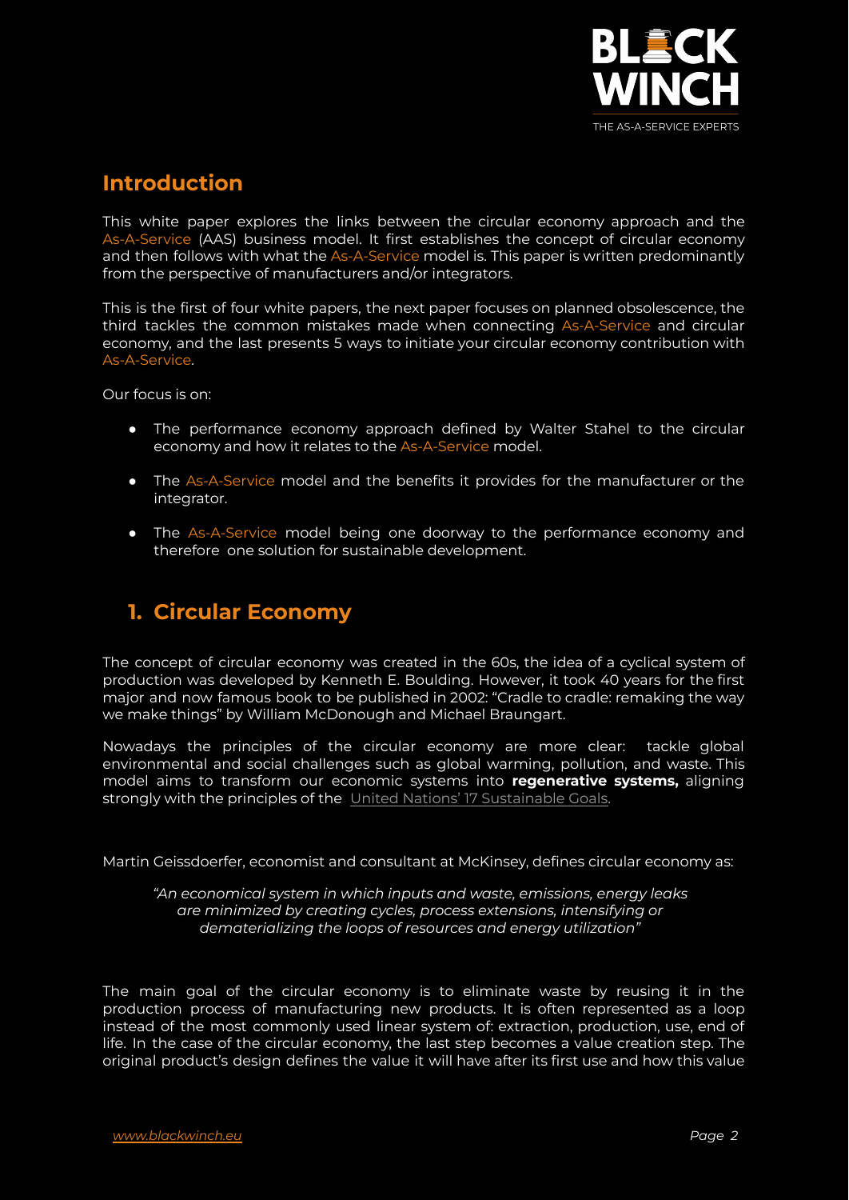## Introduction

This white paper explores the links between the circular economy approach and the As-A-Service (AAS) business model. It first establishes the concept of circular economy and then follows with what the As-A-Service model is. This paper is written predominantly from the perspective of manufacturers and/or integrators.

This is the first of four white papers, the next paper focuses on planned obsolescence, the third tackles the common mistakes made when connecting As-A-Service and circular economy, and the last presents 5 ways to initiate your circular economy contribution with As-A-Service.

Our focus is on:

- The performance economy approach defined by Walter Stahel to the circular economy and how it relates to the As-A-Service model.
- The As-A-Service model and the benefits it provides for the manufacturer or the integrator.
- The As-A-Service model being one doorway to the performance economy and therefore one solution for sustainable development.

## 1. Circular Economy

The concept of circular economy was created in the 60s, the idea of a cyclical system of production was developed by Kenneth E. Boulding. However, it took 40 years for the first major and now famous book to be published in 2002: "Cradle to cradle: remaking the way we make things" by William McDonough and Michael Braungart.

Nowadays the principles of the circular economy are more clear: tackle global environmental and social challenges such as global warming, pollution, and waste. This model aims to transform our economic systems into **regenerative systems,** aligning strongly with the principles of the United Nations' 17 Sustainable Goals.

Martin Geissdoerfer, economist and consultant at McKinsey, defines circular economy as:

> *"An economical system in which inputs and waste, emissions, energy leaks are minimized by creating cycles, process extensions, intensifying or dematerializing the loops of resources and energy utilization"*

The main goal of the circular economy is to eliminate waste by reusing it in the production process of manufacturing new products. It is often represented as a loop instead of the most commonly used linear system of: extraction, production, use, end of life. In the case of the circular economy, the last step becomes a value creation step. The original product's design defines the value it will have after its first use and how this value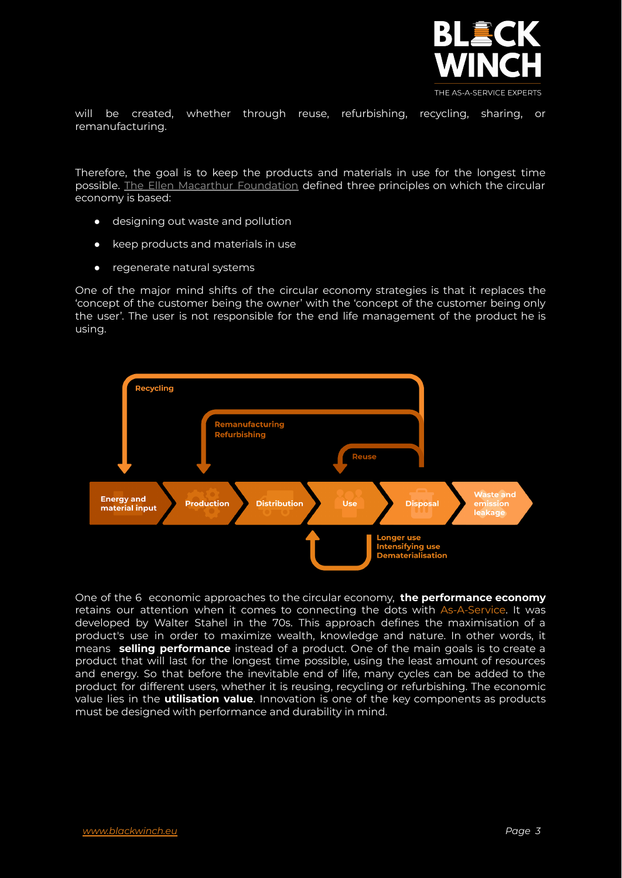will be created, whether through reuse, refurbishing, recycling, sharing, or remanufacturing.

Therefore, the goal is to keep the products and materials in use for the longest time possible. The Ellen Macarthur Foundation defined three principles on which the circular economy is based:

- designing out waste and pollution
- keep products and materials in use
- regenerate natural systems

One of the major mind shifts of the circular economy strategies is that it replaces the 'concept of the customer being the owner' with the 'concept of the customer being only the user'. The user is not responsible for the end life management of the product he is using.

One of the 6 economic approaches to the circular economy, **the performance economy** retains our attention when it comes to connecting the dots with As-A-Service. It was developed by Walter Stahel in the 70s. This approach defines the maximisation of a product's use in order to maximize wealth, knowledge and nature. In other words, it means **selling performance** instead of a product. One of the main goals is to create a product that will last for the longest time possible, using the least amount of resources and energy. So that before the inevitable end of life, many cycles can be added to the product for different users, whether it is reusing, recycling or refurbishing. The economic value lies in the **utilisation value**. Innovation is one of the key components as products must be designed with performance and durability in mind.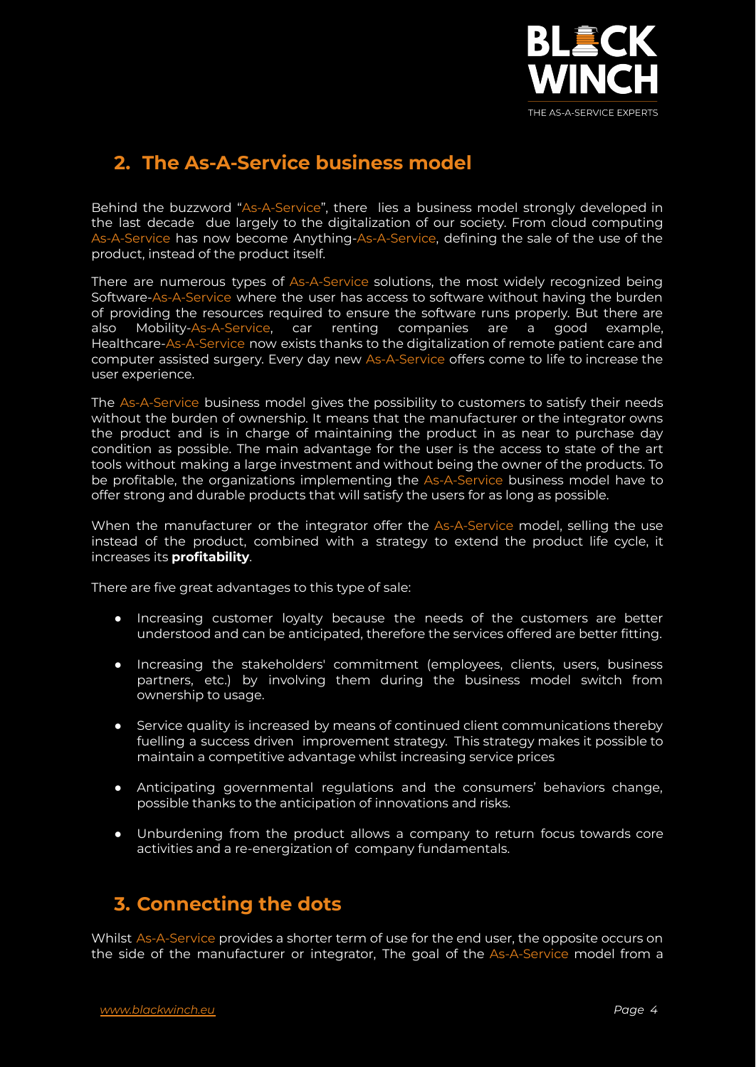## 2. The As-A-Service business model

Behind the buzzword "As-A-Service", there lies a business model strongly developed in the last decade due largely to the digitalization of our society. From cloud computing As-A-Service has now become Anything-As-A-Service, defining the sale of the use of the product, instead of the product itself.

There are numerous types of As-A-Service solutions, the most widely recognized being Software-As-A-Service where the user has access to software without having the burden of providing the resources required to ensure the software runs properly. But there are also Mobility-As-A-Service, car renting companies are a good example, Healthcare-As-A-Service now exists thanks to the digitalization of remote patient care and computer assisted surgery. Every day new As-A-Service offers come to life to increase the user experience.

The As-A-Service business model gives the possibility to customers to satisfy their needs without the burden of ownership. It means that the manufacturer or the integrator owns the product and is in charge of maintaining the product in as near to purchase day condition as possible. The main advantage for the user is the access to state of the art tools without making a large investment and without being the owner of the products. To be profitable, the organizations implementing the As-A-Service business model have to offer strong and durable products that will satisfy the users for as long as possible.

When the manufacturer or the integrator offer the As-A-Service model, selling the use instead of the product, combined with a strategy to extend the product life cycle, it increases its **profitability**.

There are five great advantages to this type of sale:

- Increasing customer loyalty because the needs of the customers are better understood and can be anticipated, therefore the services offered are better fitting.
- Increasing the stakeholders' commitment (employees, clients, users, business partners, etc.) by involving them during the business model switch from ownership to usage.
- Service quality is increased by means of continued client communications thereby fuelling a success driven improvement strategy. This strategy makes it possible to maintain a competitive advantage whilst increasing service prices
- Anticipating governmental regulations and the consumers' behaviors change, possible thanks to the anticipation of innovations and risks.
- Unburdening from the product allows a company to return focus towards core activities and a re-energization of company fundamentals.

## 3. Connecting the dots

Whilst As-A-Service provides a shorter term of use for the end user, the opposite occurs on the side of the manufacturer or integrator, The goal of the As-A-Service model from a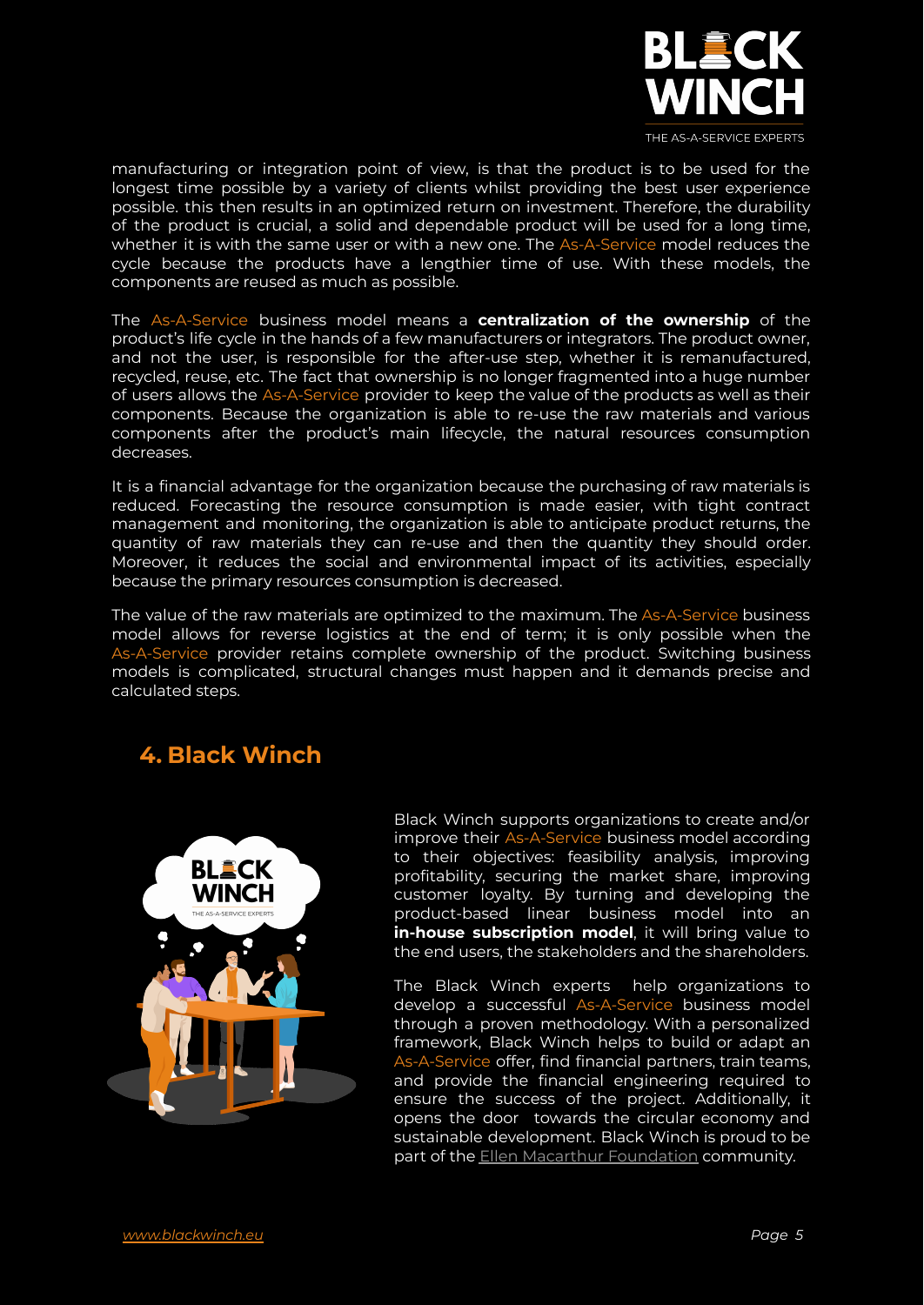manufacturing or integration point of view, is that the product is to be used for the longest time possible by a variety of clients whilst providing the best user experience possible. this then results in an optimized return on investment. Therefore, the durability of the product is crucial, a solid and dependable product will be used for a long time, whether it is with the same user or with a new one. The As-A-Service model reduces the cycle because the products have a lengthier time of use. With these models, the components are reused as much as possible.

The As-A-Service business model means a **centralization of the ownership** of the product's life cycle in the hands of a few manufacturers or integrators. The product owner, and not the user, is responsible for the after-use step, whether it is remanufactured, recycled, reuse, etc. The fact that ownership is no longer fragmented into a huge number of users allows the As-A-Service provider to keep the value of the products as well as their components. Because the organization is able to re-use the raw materials and various components after the product's main lifecycle, the natural resources consumption decreases.

It is a financial advantage for the organization because the purchasing of raw materials is reduced. Forecasting the resource consumption is made easier, with tight contract management and monitoring, the organization is able to anticipate product returns, the quantity of raw materials they can re-use and then the quantity they should order. Moreover, it reduces the social and environmental impact of its activities, especially because the primary resources consumption is decreased.

The value of the raw materials are optimized to the maximum. The As-A-Service business model allows for reverse logistics at the end of term; it is only possible when the As-A-Service provider retains complete ownership of the product. Switching business models is complicated, structural changes must happen and it demands precise and calculated steps.

## 4. Black Winch

Black Winch supports organizations to create and/or improve their As-A-Service business model according to their objectives: feasibility analysis, improving profitability, securing the market share, improving customer loyalty. By turning and developing the product-based linear business model into an **in-house subscription model**, it will bring value to the end users, the stakeholders and the shareholders.

The Black Winch experts help organizations to develop a successful As-A-Service business model through a proven methodology. With a personalized framework, Black Winch helps to build or adapt an As-A-Service offer, find financial partners, train teams, and provide the financial engineering required to ensure the success of the project. Additionally, it opens the door towards the circular economy and sustainable development. Black Winch is proud to be part of the Ellen Macarthur Foundation community.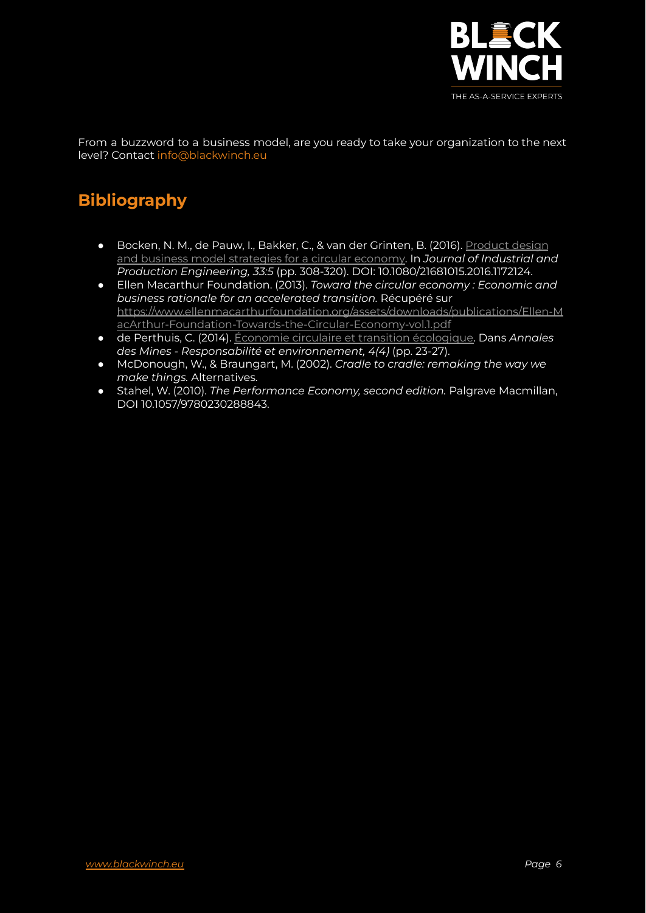From a buzzword to a business model, are you ready to take your organization to the next level? Contact info@blackwinch.eu

## Bibliography

- Bocken, N. M., de Pauw, I., Bakker, C., & van der Grinten, B. (2016). Product design and business model strategies for a circular economy. In *Journal of Industrial and Production Engineering, 33:5* (pp. 308-320). DOI: 10.1080/21681015.2016.1172124.
- Ellen Macarthur Foundation. (2013). *Toward the circular economy : Economic and business rationale for an accelerated transition.* Récupéré sur https://www.ellenmacarthurfoundation.org/assets/downloads/publications/Ellen-MacArthur-Foundation-Towards-the-Circular-Economy-vol.1.pdf
- de Perthuis, C. (2014). Économie circulaire et transition écologique. Dans *Annales des Mines - Responsabilité et environnement, 4(4)* (pp. 23-27).
- McDonough, W., & Braungart, M. (2002). *Cradle to cradle: remaking the way we make things.* Alternatives.
- Stahel, W. (2010). *The Performance Economy, second edition.* Palgrave Macmillan, DOI 10.1057/9780230288843.